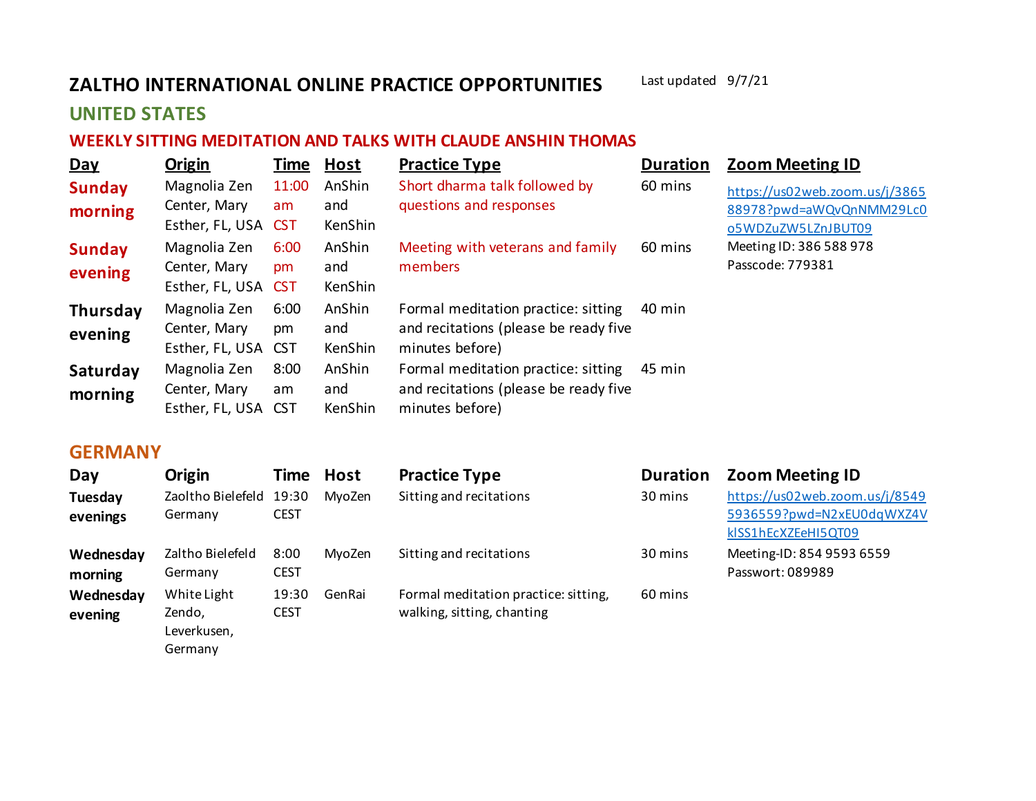# ZALTHO INTERNATIONAL ONLINE PRACTICE OPPORTUNITIES

Last updated 9/7/21

## UNITED STATES

### WEEKLY SITTING MEDITATION AND TALKS WITH CLAUDE ANSHIN THOMAS

| Day | Origin | Time | Host | Practice Type | Duration | Zoom Meeting ID |
|---|---|---|---|---|---|---|
| **Sunday morning** | Magnolia Zen Center, Mary Esther, FL, USA | 11:00 am CST | AnShin and KenShin | Short dharma talk followed by questions and responses | 60 mins | https://us02web.zoom.us/j/386588978?pwd=aWQvQnNMM29Lc0o5WDZuZW5LZnJBUT09 |
| **Sunday evening** | Magnolia Zen Center, Mary Esther, FL, USA | 6:00 pm CST | AnShin and KenShin | Meeting with veterans and family members | 60 mins | Meeting ID: 386 588 978 Passcode: 779381 |
| **Thursday evening** | Magnolia Zen Center, Mary Esther, FL, USA | 6:00 pm CST | AnShin and KenShin | Formal meditation practice: sitting and recitations (please be ready five minutes before) | 40 min | |
| **Saturday morning** | Magnolia Zen Center, Mary Esther, FL, USA | 8:00 am CST | AnShin and KenShin | Formal meditation practice: sitting and recitations (please be ready five minutes before) | 45 min | |

## GERMANY

| Day | Origin | Time | Host | Practice Type | Duration | Zoom Meeting ID |
|---|---|---|---|---|---|---|
| **Tuesday evenings** | Zaoltho Bielefeld Germany | 19:30 CEST | MyoZen | Sitting and recitations | 30 mins | https://us02web.zoom.us/j/85495936559?pwd=N2xEU0dqWXZ4VklSS1hEcXZEeHI5QT09 |
| **Wednesday morning** | Zaltho Bielefeld Germany | 8:00 CEST | MyoZen | Sitting and recitations | 30 mins | Meeting-ID: 854 9593 6559 Passwort: 089989 |
| **Wednesday evening** | White Light Zendo, Leverkusen, Germany | 19:30 CEST | GenRai | Formal meditation practice: sitting, walking, sitting, chanting | 60 mins | |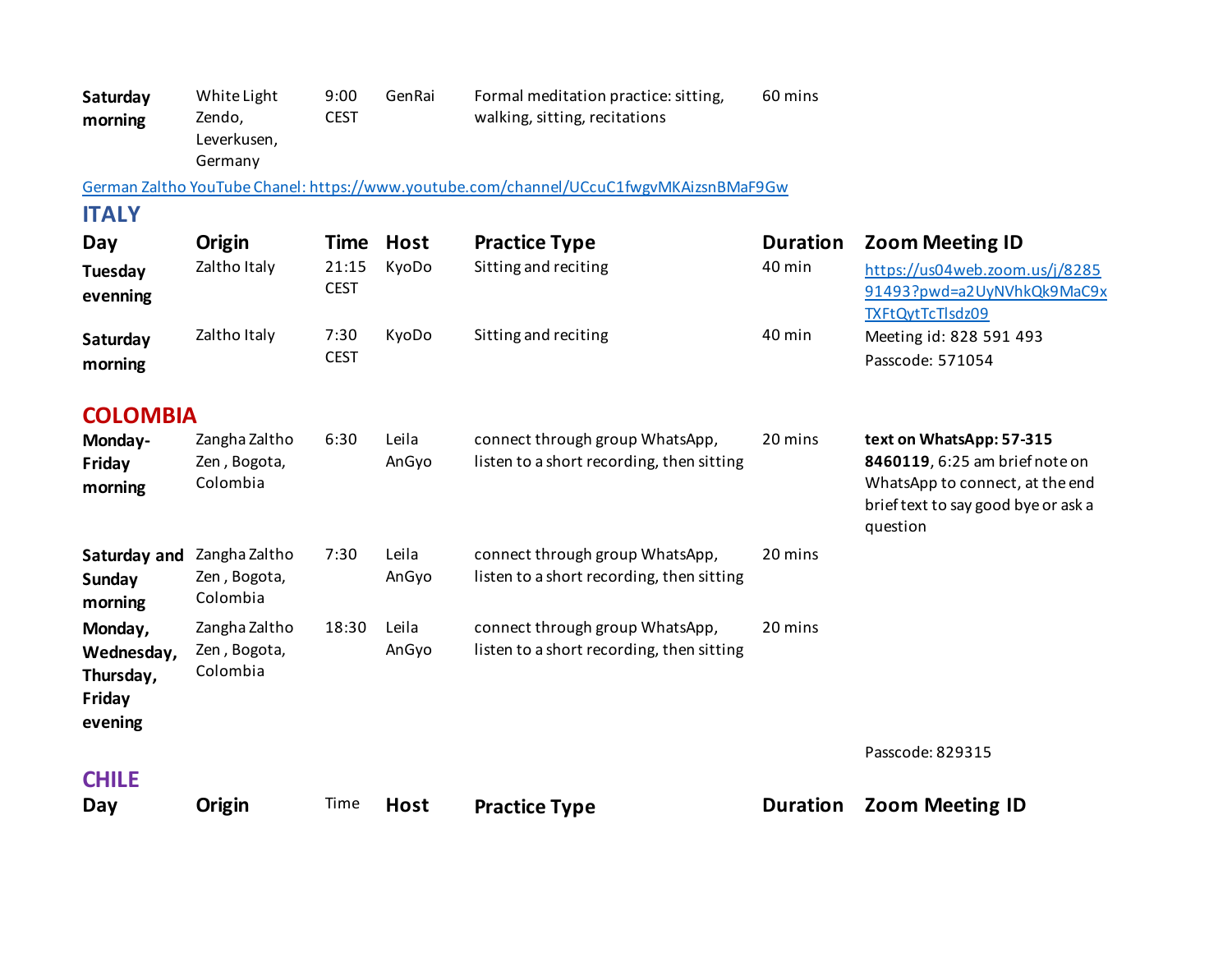| | | | | | | |
|---|---|---|---|---|---|---|
| **Saturday morning** | White Light Zendo, Leverkusen, Germany | 9:00 CEST | GenRai | Formal meditation practice: sitting, walking, sitting, recitations | 60 mins | |

German Zaltho YouTube Chanel: https://www.youtube.com/channel/UCcuC1fwgvMKAizsnBMaF9Gw

## ITALY

| Day | Origin | Time | Host | Practice Type | Duration | Zoom Meeting ID |
|---|---|---|---|---|---|---|
| **Tuesday evenning** | Zaltho Italy | 21:15 CEST | KyoDo | Sitting and reciting | 40 min | https://us04web.zoom.us/j/828591493?pwd=a2UyNVhkQk9MaC9xTXFtQytTcTlsdz09 |
| **Saturday morning** | Zaltho Italy | 7:30 CEST | KyoDo | Sitting and reciting | 40 min | Meeting id: 828 591 493<br>Passcode: 571054 |

## COLOMBIA

| | | | | | | |
|---|---|---|---|---|---|---|
| **Monday-Friday morning** | Zangha Zaltho Zen , Bogota, Colombia | 6:30 | Leila AnGyo | connect through group WhatsApp, listen to a short recording, then sitting | 20 mins | **text on WhatsApp: 57-315 8460119**, 6:25 am brief note on WhatsApp to connect, at the end brief text to say good bye or ask a question |
| **Saturday and Sunday morning** | Zangha Zaltho Zen , Bogota, Colombia | 7:30 | Leila AnGyo | connect through group WhatsApp, listen to a short recording, then sitting | 20 mins | |
| **Monday, Wednesday, Thursday, Friday evening** | Zangha Zaltho Zen , Bogota, Colombia | 18:30 | Leila AnGyo | connect through group WhatsApp, listen to a short recording, then sitting | 20 mins | |
| | | | | | | Passcode: 829315 |

## CHILE

| Day | Origin | Time | Host | Practice Type | Duration | Zoom Meeting ID |
|---|---|---|---|---|---|---|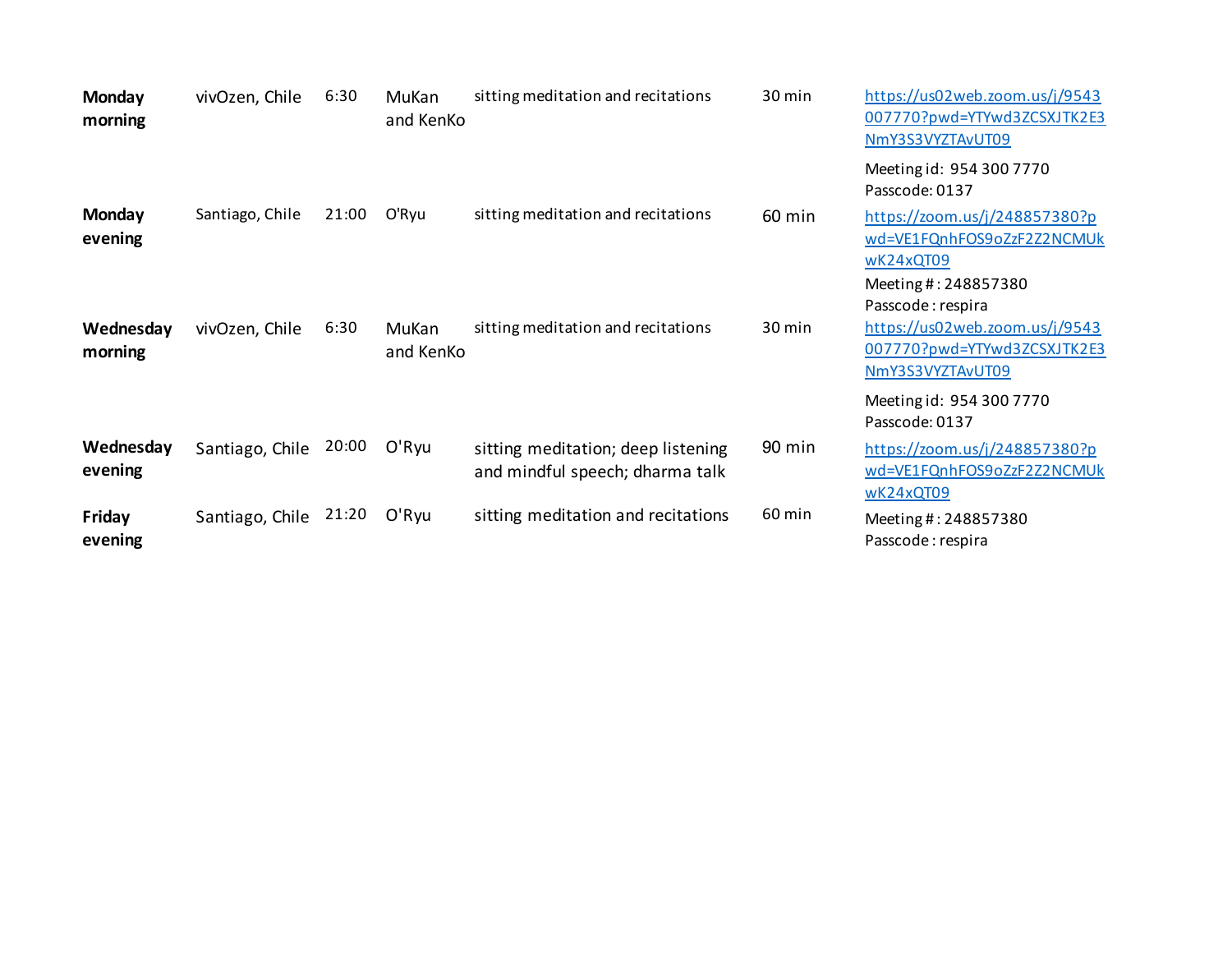| | | | | | | |
|---|---|---|---|---|---|---|
| **Monday morning** | vivOzen, Chile | 6:30 | MuKan and KenKo | sitting meditation and recitations | 30 min | https://us02web.zoom.us/j/9543007770?pwd=YTYwd3ZCSXJTK2E3NmY3S3VYZTAvUT09 Meeting id: 954 300 7770 Passcode: 0137 |
| **Monday evening** | Santiago, Chile | 21:00 | O'Ryu | sitting meditation and recitations | 60 min | https://zoom.us/j/248857380?pwd=VE1FQnhFOS9oZzF2Z2NCMUkwK24xQT09 Meeting # : 248857380 Passcode : respira |
| **Wednesday morning** | vivOzen, Chile | 6:30 | MuKan and KenKo | sitting meditation and recitations | 30 min | https://us02web.zoom.us/j/9543007770?pwd=YTYwd3ZCSXJTK2E3NmY3S3VYZTAvUT09 Meeting id: 954 300 7770 Passcode: 0137 |
| **Wednesday evening** | Santiago, Chile | 20:00 | O'Ryu | sitting meditation; deep listening and mindful speech; dharma talk | 90 min | https://zoom.us/j/248857380?pwd=VE1FQnhFOS9oZzF2Z2NCMUkwK24xQT09 |
| **Friday evening** | Santiago, Chile | 21:20 | O'Ryu | sitting meditation and recitations | 60 min | Meeting # : 248857380 Passcode : respira |